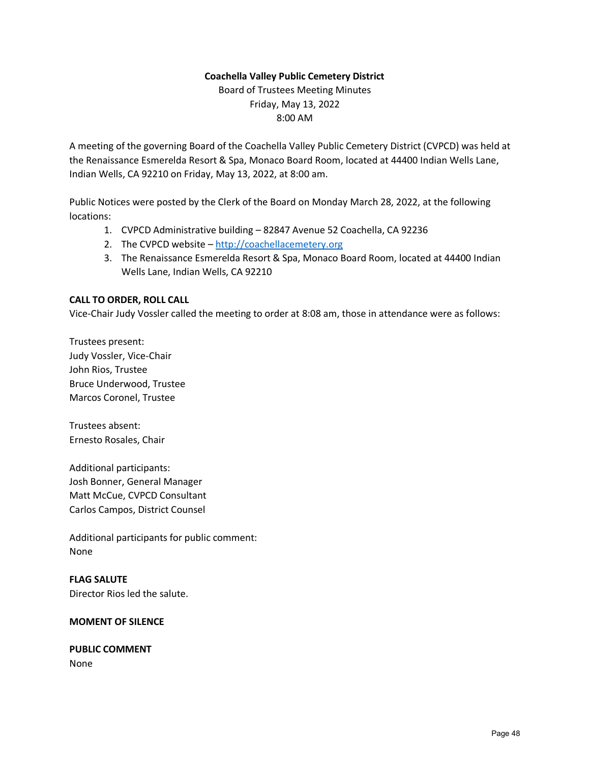**Coachella Valley Public Cemetery District**

Board of Trustees Meeting Minutes

Friday, May 13, 2022

8:00 AM

A meeting of the governing Board of the Coachella Valley Public Cemetery District (CVPCD) was held at the Renaissance Esmerelda Resort & Spa, Monaco Board Room, located at 44400 Indian Wells Lane, Indian Wells, CA 92210 on Friday, May 13, 2022, at 8:00 am.

Public Notices were posted by the Clerk of the Board on Monday March 28, 2022, at the following locations:

1. CVPCD Administrative building – 82847 Avenue 52 Coachella, CA 92236
2. The CVPCD website – http://coachellacemetery.org
3. The Renaissance Esmerelda Resort & Spa, Monaco Board Room, located at 44400 Indian Wells Lane, Indian Wells, CA 92210

**CALL TO ORDER, ROLL CALL**

Vice-Chair Judy Vossler called the meeting to order at 8:08 am, those in attendance were as follows:

Trustees present:
Judy Vossler, Vice-Chair
John Rios, Trustee
Bruce Underwood, Trustee
Marcos Coronel, Trustee

Trustees absent:
Ernesto Rosales, Chair

Additional participants:
Josh Bonner, General Manager
Matt McCue, CVPCD Consultant
Carlos Campos, District Counsel

Additional participants for public comment:
None

**FLAG SALUTE**

Director Rios led the salute.

**MOMENT OF SILENCE**

**PUBLIC COMMENT**

None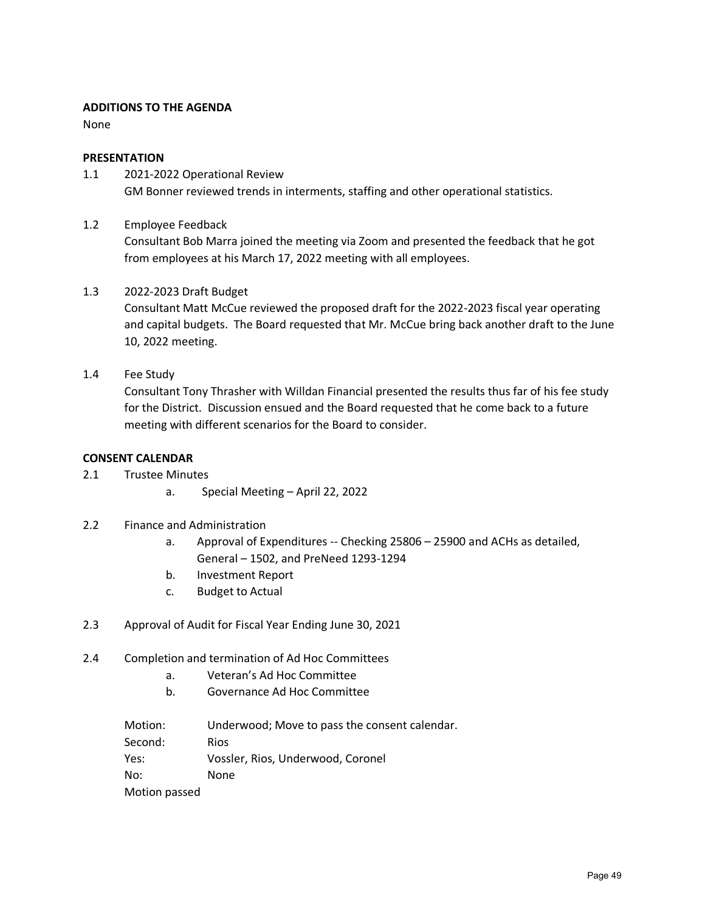**ADDITIONS TO THE AGENDA**

None

**PRESENTATION**

1.1 2021-2022 Operational Review

GM Bonner reviewed trends in interments, staffing and other operational statistics.

1.2 Employee Feedback

Consultant Bob Marra joined the meeting via Zoom and presented the feedback that he got from employees at his March 17, 2022 meeting with all employees.

1.3 2022-2023 Draft Budget

Consultant Matt McCue reviewed the proposed draft for the 2022-2023 fiscal year operating and capital budgets. The Board requested that Mr. McCue bring back another draft to the June 10, 2022 meeting.

1.4 Fee Study

Consultant Tony Thrasher with Willdan Financial presented the results thus far of his fee study for the District. Discussion ensued and the Board requested that he come back to a future meeting with different scenarios for the Board to consider.

**CONSENT CALENDAR**

2.1 Trustee Minutes

a. Special Meeting – April 22, 2022

2.2 Finance and Administration

a. Approval of Expenditures -- Checking 25806 – 25900 and ACHs as detailed, General – 1502, and PreNeed 1293-1294

b. Investment Report

c. Budget to Actual

2.3 Approval of Audit for Fiscal Year Ending June 30, 2021

2.4 Completion and termination of Ad Hoc Committees

a. Veteran's Ad Hoc Committee

b. Governance Ad Hoc Committee

Motion: Underwood; Move to pass the consent calendar.
Second: Rios
Yes: Vossler, Rios, Underwood, Coronel
No: None
Motion passed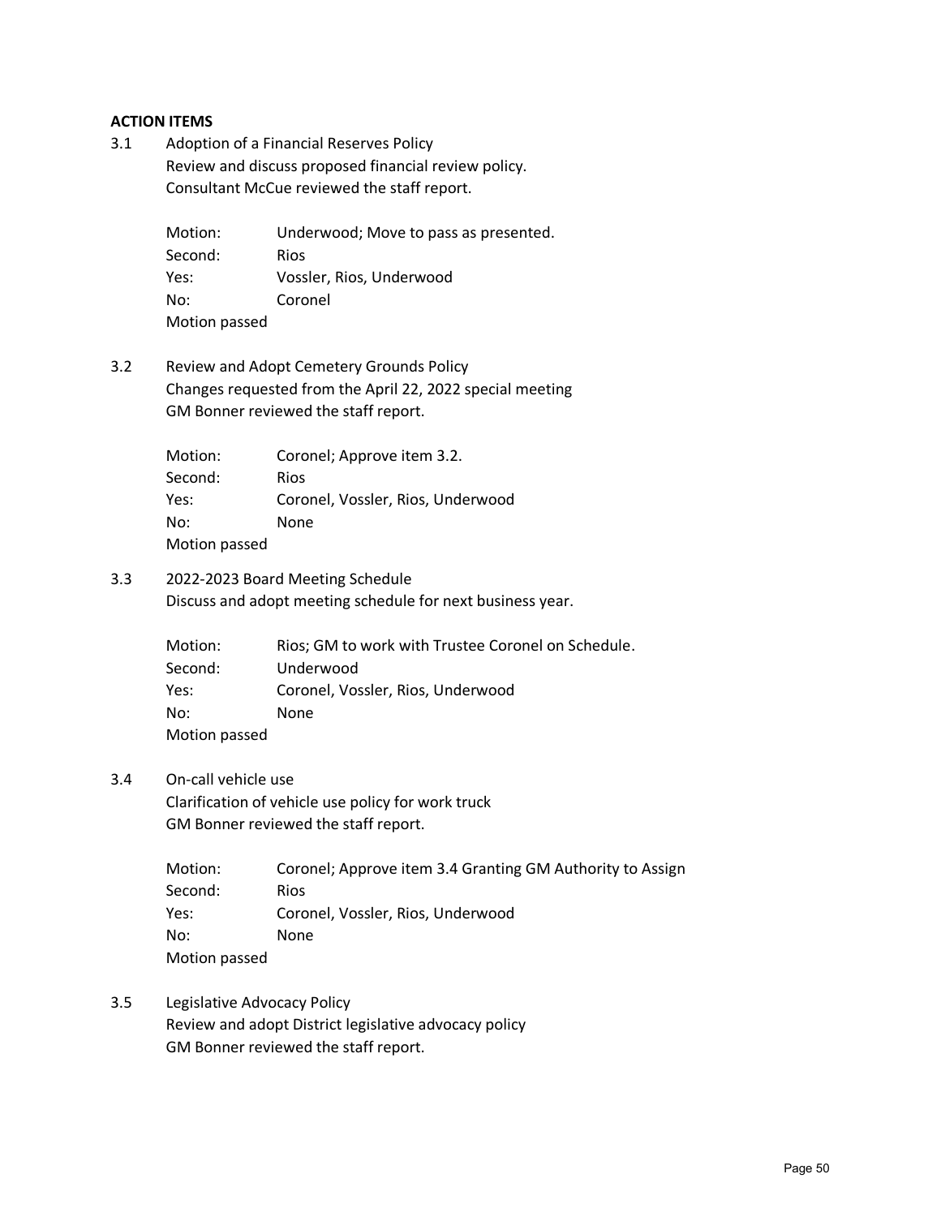**ACTION ITEMS**

3.1 Adoption of a Financial Reserves Policy
Review and discuss proposed financial review policy.
Consultant McCue reviewed the staff report.

Motion: Underwood; Move to pass as presented.
Second: Rios
Yes: Vossler, Rios, Underwood
No: Coronel
Motion passed

3.2 Review and Adopt Cemetery Grounds Policy
Changes requested from the April 22, 2022 special meeting
GM Bonner reviewed the staff report.

Motion: Coronel; Approve item 3.2.
Second: Rios
Yes: Coronel, Vossler, Rios, Underwood
No: None
Motion passed

3.3 2022-2023 Board Meeting Schedule
Discuss and adopt meeting schedule for next business year.

Motion: Rios; GM to work with Trustee Coronel on Schedule.
Second: Underwood
Yes: Coronel, Vossler, Rios, Underwood
No: None
Motion passed

3.4 On-call vehicle use
Clarification of vehicle use policy for work truck
GM Bonner reviewed the staff report.

Motion: Coronel; Approve item 3.4 Granting GM Authority to Assign
Second: Rios
Yes: Coronel, Vossler, Rios, Underwood
No: None
Motion passed

3.5 Legislative Advocacy Policy
Review and adopt District legislative advocacy policy
GM Bonner reviewed the staff report.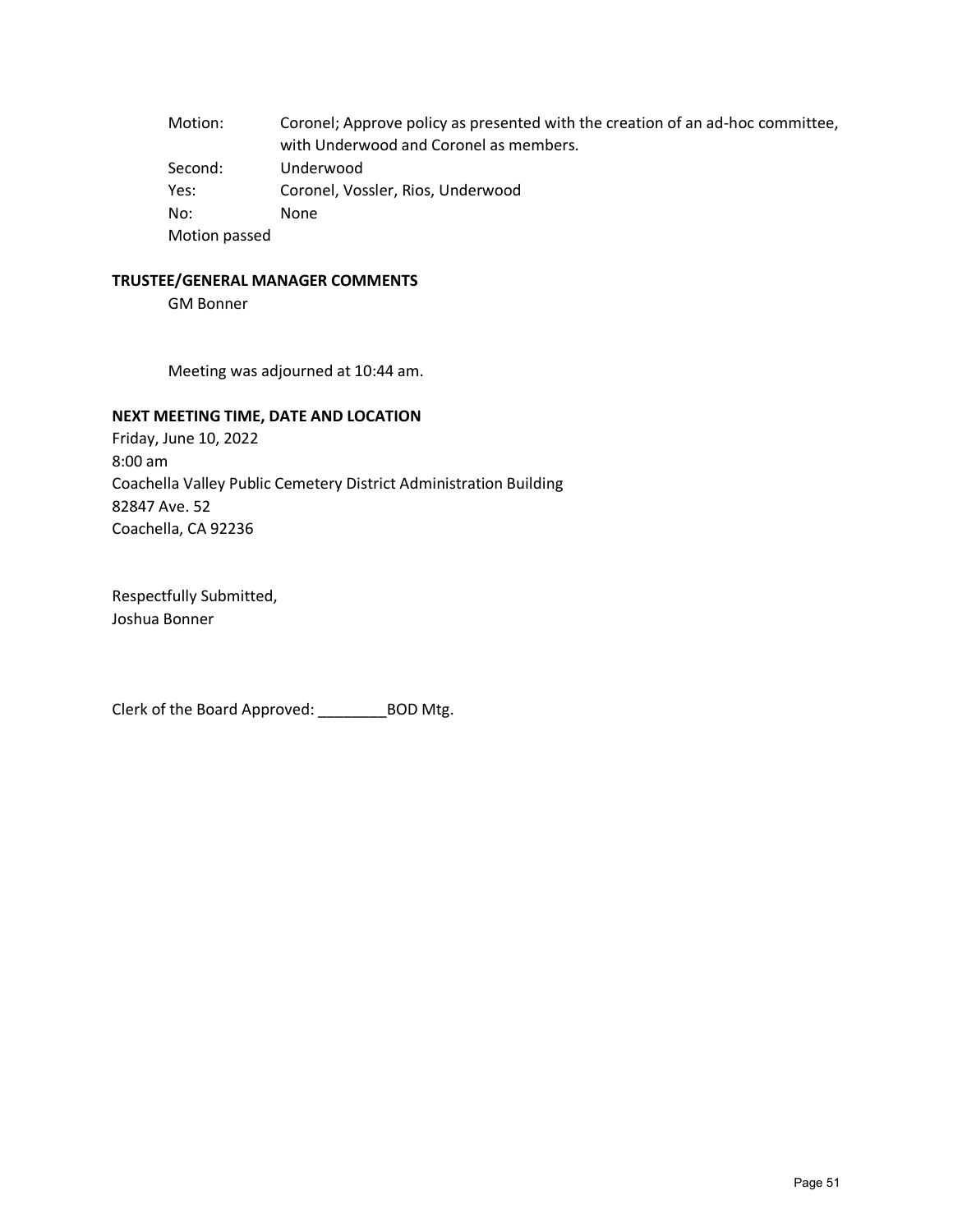Motion: Coronel; Approve policy as presented with the creation of an ad-hoc committee, with Underwood and Coronel as members.
Second: Underwood
Yes: Coronel, Vossler, Rios, Underwood
No: None
Motion passed

**TRUSTEE/GENERAL MANAGER COMMENTS**

GM Bonner

Meeting was adjourned at 10:44 am.

**NEXT MEETING TIME, DATE AND LOCATION**

Friday, June 10, 2022
8:00 am
Coachella Valley Public Cemetery District Administration Building
82847 Ave. 52
Coachella, CA 92236

Respectfully Submitted,
Joshua Bonner

Clerk of the Board Approved: ________BOD Mtg.